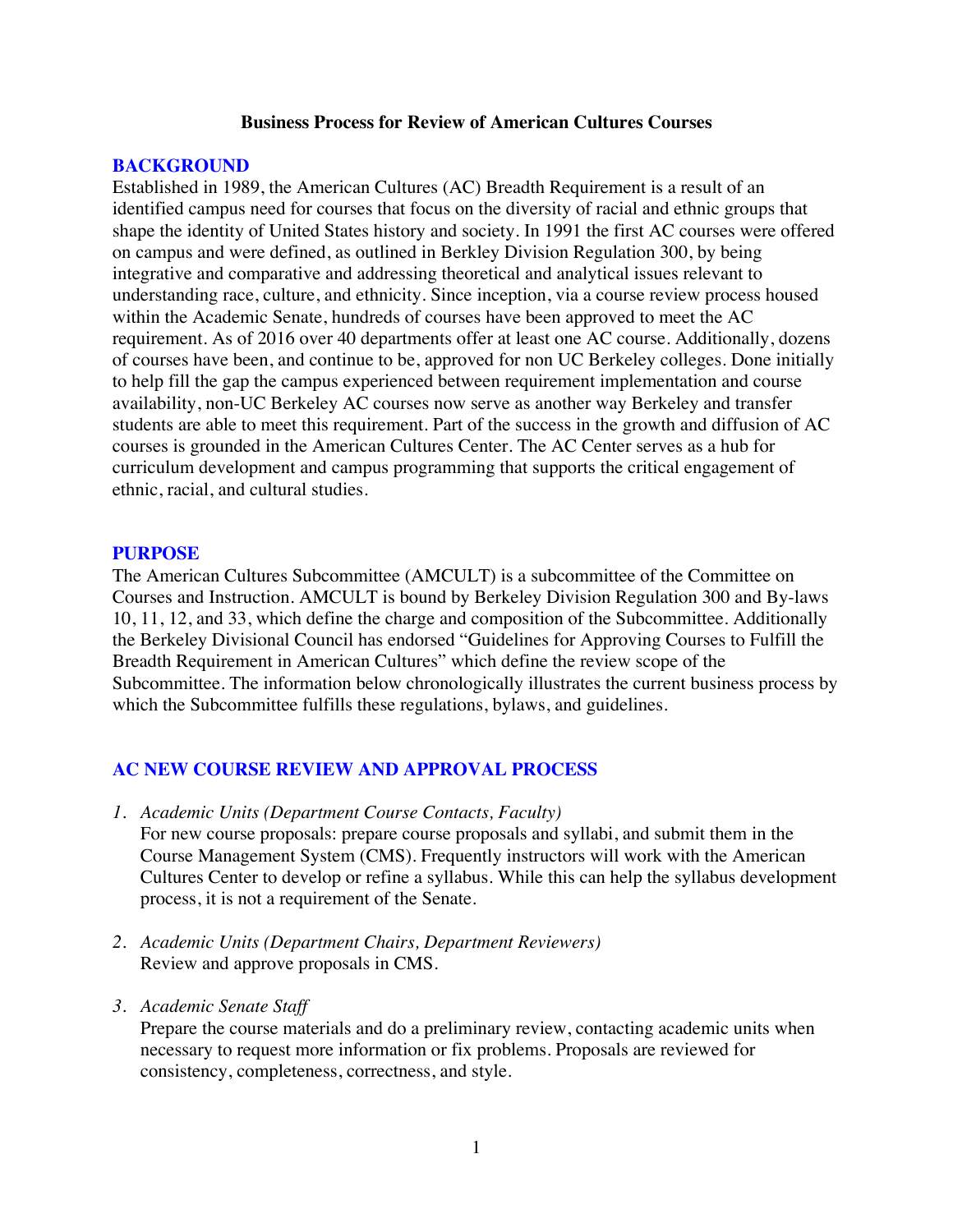**Business Process for Review of American Cultures Courses**

## BACKGROUND

Established in 1989, the American Cultures (AC) Breadth Requirement is a result of an identified campus need for courses that focus on the diversity of racial and ethnic groups that shape the identity of United States history and society. In 1991 the first AC courses were offered on campus and were defined, as outlined in Berkley Division Regulation 300, by being integrative and comparative and addressing theoretical and analytical issues relevant to understanding race, culture, and ethnicity. Since inception, via a course review process housed within the Academic Senate, hundreds of courses have been approved to meet the AC requirement. As of 2016 over 40 departments offer at least one AC course. Additionally, dozens of courses have been, and continue to be, approved for non UC Berkeley colleges. Done initially to help fill the gap the campus experienced between requirement implementation and course availability, non-UC Berkeley AC courses now serve as another way Berkeley and transfer students are able to meet this requirement. Part of the success in the growth and diffusion of AC courses is grounded in the American Cultures Center. The AC Center serves as a hub for curriculum development and campus programming that supports the critical engagement of ethnic, racial, and cultural studies.

## PURPOSE

The American Cultures Subcommittee (AMCULT) is a subcommittee of the Committee on Courses and Instruction. AMCULT is bound by Berkeley Division Regulation 300 and By-laws 10, 11, 12, and 33, which define the charge and composition of the Subcommittee. Additionally the Berkeley Divisional Council has endorsed "Guidelines for Approving Courses to Fulfill the Breadth Requirement in American Cultures" which define the review scope of the Subcommittee. The information below chronologically illustrates the current business process by which the Subcommittee fulfills these regulations, bylaws, and guidelines.

## AC NEW COURSE REVIEW AND APPROVAL PROCESS

1. *Academic Units (Department Course Contacts, Faculty)*
   For new course proposals: prepare course proposals and syllabi, and submit them in the Course Management System (CMS). Frequently instructors will work with the American Cultures Center to develop or refine a syllabus. While this can help the syllabus development process, it is not a requirement of the Senate.

2. *Academic Units (Department Chairs, Department Reviewers)*
   Review and approve proposals in CMS.

3. *Academic Senate Staff*
   Prepare the course materials and do a preliminary review, contacting academic units when necessary to request more information or fix problems. Proposals are reviewed for consistency, completeness, correctness, and style.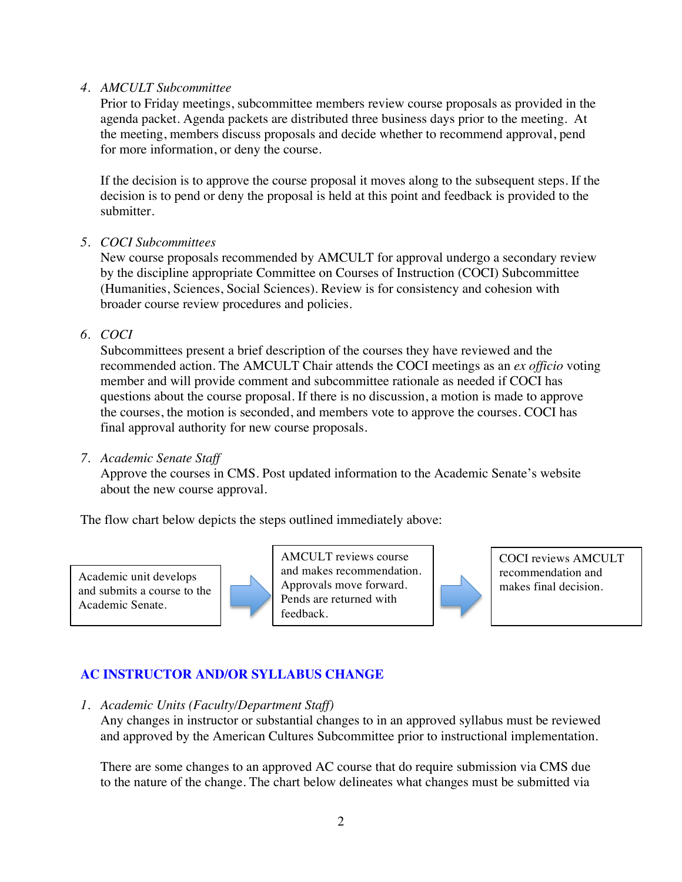4. *AMCULT Subcommittee*
   Prior to Friday meetings, subcommittee members review course proposals as provided in the agenda packet. Agenda packets are distributed three business days prior to the meeting. At the meeting, members discuss proposals and decide whether to recommend approval, pend for more information, or deny the course.

   If the decision is to approve the course proposal it moves along to the subsequent steps. If the decision is to pend or deny the proposal is held at this point and feedback is provided to the submitter.

5. *COCI Subcommittees*
   New course proposals recommended by AMCULT for approval undergo a secondary review by the discipline appropriate Committee on Courses of Instruction (COCI) Subcommittee (Humanities, Sciences, Social Sciences). Review is for consistency and cohesion with broader course review procedures and policies.

6. *COCI*
   Subcommittees present a brief description of the courses they have reviewed and the recommended action. The AMCULT Chair attends the COCI meetings as an *ex officio* voting member and will provide comment and subcommittee rationale as needed if COCI has questions about the course proposal. If there is no discussion, a motion is made to approve the courses, the motion is seconded, and members vote to approve the courses. COCI has final approval authority for new course proposals.

7. *Academic Senate Staff*
   Approve the courses in CMS. Post updated information to the Academic Senate's website about the new course approval.

The flow chart below depicts the steps outlined immediately above:

| Academic unit develops and submits a course to the Academic Senate. | → | AMCULT reviews course and makes recommendation. Approvals move forward. Pends are returned with feedback. | → | COCI reviews AMCULT recommendation and makes final decision. |
|---|---|---|---|---|

## AC INSTRUCTOR AND/OR SYLLABUS CHANGE

1. *Academic Units (Faculty/Department Staff)*
   Any changes in instructor or substantial changes to in an approved syllabus must be reviewed and approved by the American Cultures Subcommittee prior to instructional implementation.

   There are some changes to an approved AC course that do require submission via CMS due to the nature of the change. The chart below delineates what changes must be submitted via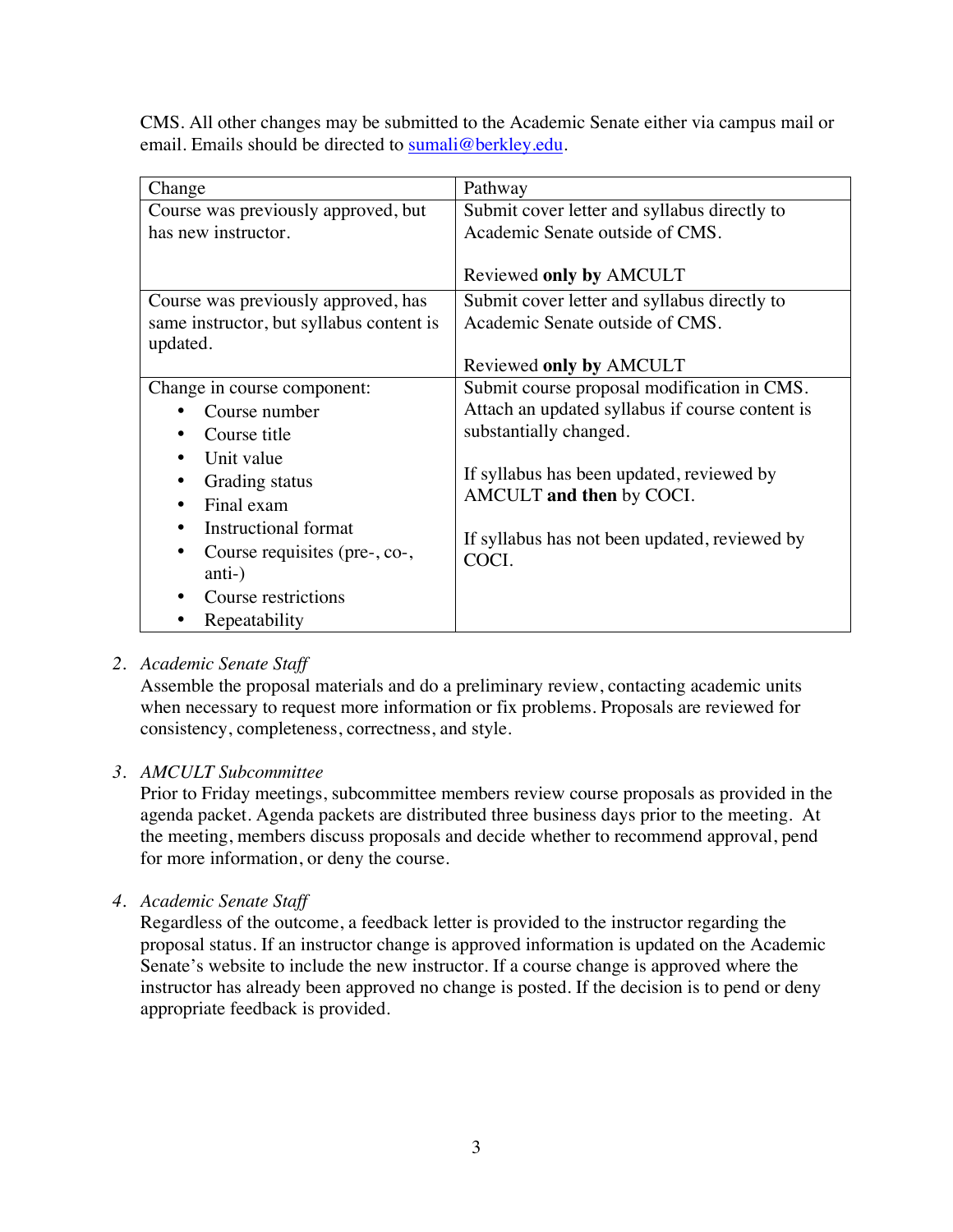CMS. All other changes may be submitted to the Academic Senate either via campus mail or email. Emails should be directed to [sumali@berkley.edu](mailto:sumali@berkley.edu).

| Change | Pathway |
| --- | --- |
| Course was previously approved, but has new instructor. | Submit cover letter and syllabus directly to Academic Senate outside of CMS.<br><br>Reviewed **only by** AMCULT |
| Course was previously approved, has same instructor, but syllabus content is updated. | Submit cover letter and syllabus directly to Academic Senate outside of CMS.<br><br>Reviewed **only by** AMCULT |
| Change in course component:<br>• Course number<br>• Course title<br>• Unit value<br>• Grading status<br>• Final exam<br>• Instructional format<br>• Course requisites (pre-, co-, anti-)<br>• Course restrictions<br>• Repeatability | Submit course proposal modification in CMS. Attach an updated syllabus if course content is substantially changed.<br><br>If syllabus has been updated, reviewed by AMCULT **and then** by COCI.<br><br>If syllabus has not been updated, reviewed by COCI. |

2. *Academic Senate Staff*
   Assemble the proposal materials and do a preliminary review, contacting academic units when necessary to request more information or fix problems. Proposals are reviewed for consistency, completeness, correctness, and style.

3. *AMCULT Subcommittee*
   Prior to Friday meetings, subcommittee members review course proposals as provided in the agenda packet. Agenda packets are distributed three business days prior to the meeting. At the meeting, members discuss proposals and decide whether to recommend approval, pend for more information, or deny the course.

4. *Academic Senate Staff*
   Regardless of the outcome, a feedback letter is provided to the instructor regarding the proposal status. If an instructor change is approved information is updated on the Academic Senate's website to include the new instructor. If a course change is approved where the instructor has already been approved no change is posted. If the decision is to pend or deny appropriate feedback is provided.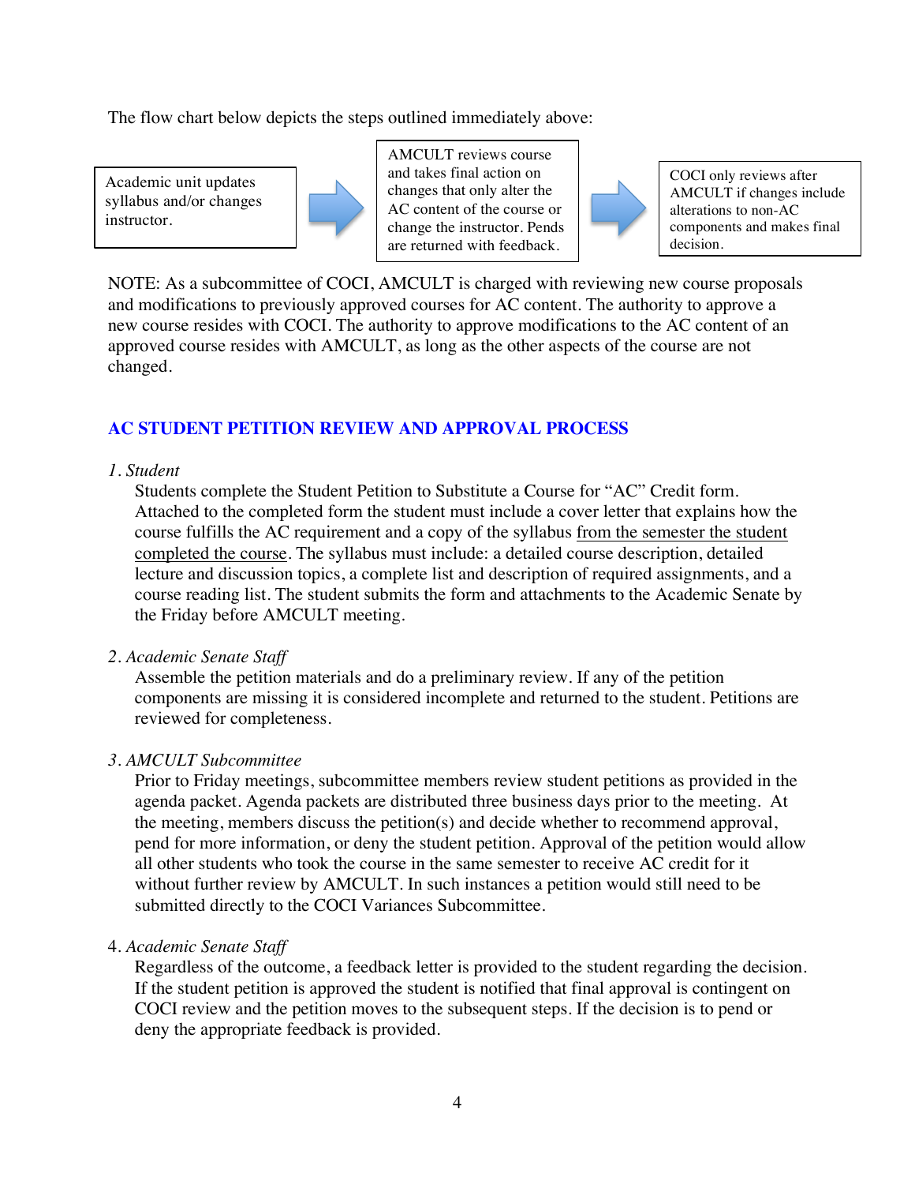The flow chart below depicts the steps outlined immediately above:

Academic unit updates syllabus and/or changes instructor. → AMCULT reviews course and takes final action on changes that only alter the AC content of the course or change the instructor. Pends are returned with feedback. → COCI only reviews after AMCULT if changes include alterations to non-AC components and makes final decision.

NOTE: As a subcommittee of COCI, AMCULT is charged with reviewing new course proposals and modifications to previously approved courses for AC content. The authority to approve a new course resides with COCI. The authority to approve modifications to the AC content of an approved course resides with AMCULT, as long as the other aspects of the course are not changed.

## AC STUDENT PETITION REVIEW AND APPROVAL PROCESS

1. *Student*

   Students complete the Student Petition to Substitute a Course for "AC" Credit form. Attached to the completed form the student must include a cover letter that explains how the course fulfills the AC requirement and a copy of the syllabus <u>from the semester the student completed the course</u>. The syllabus must include: a detailed course description, detailed lecture and discussion topics, a complete list and description of required assignments, and a course reading list. The student submits the form and attachments to the Academic Senate by the Friday before AMCULT meeting.

2. *Academic Senate Staff*

   Assemble the petition materials and do a preliminary review. If any of the petition components are missing it is considered incomplete and returned to the student. Petitions are reviewed for completeness.

3. *AMCULT Subcommittee*

   Prior to Friday meetings, subcommittee members review student petitions as provided in the agenda packet. Agenda packets are distributed three business days prior to the meeting. At the meeting, members discuss the petition(s) and decide whether to recommend approval, pend for more information, or deny the student petition. Approval of the petition would allow all other students who took the course in the same semester to receive AC credit for it without further review by AMCULT. In such instances a petition would still need to be submitted directly to the COCI Variances Subcommittee.

4. *Academic Senate Staff*

   Regardless of the outcome, a feedback letter is provided to the student regarding the decision. If the student petition is approved the student is notified that final approval is contingent on COCI review and the petition moves to the subsequent steps. If the decision is to pend or deny the appropriate feedback is provided.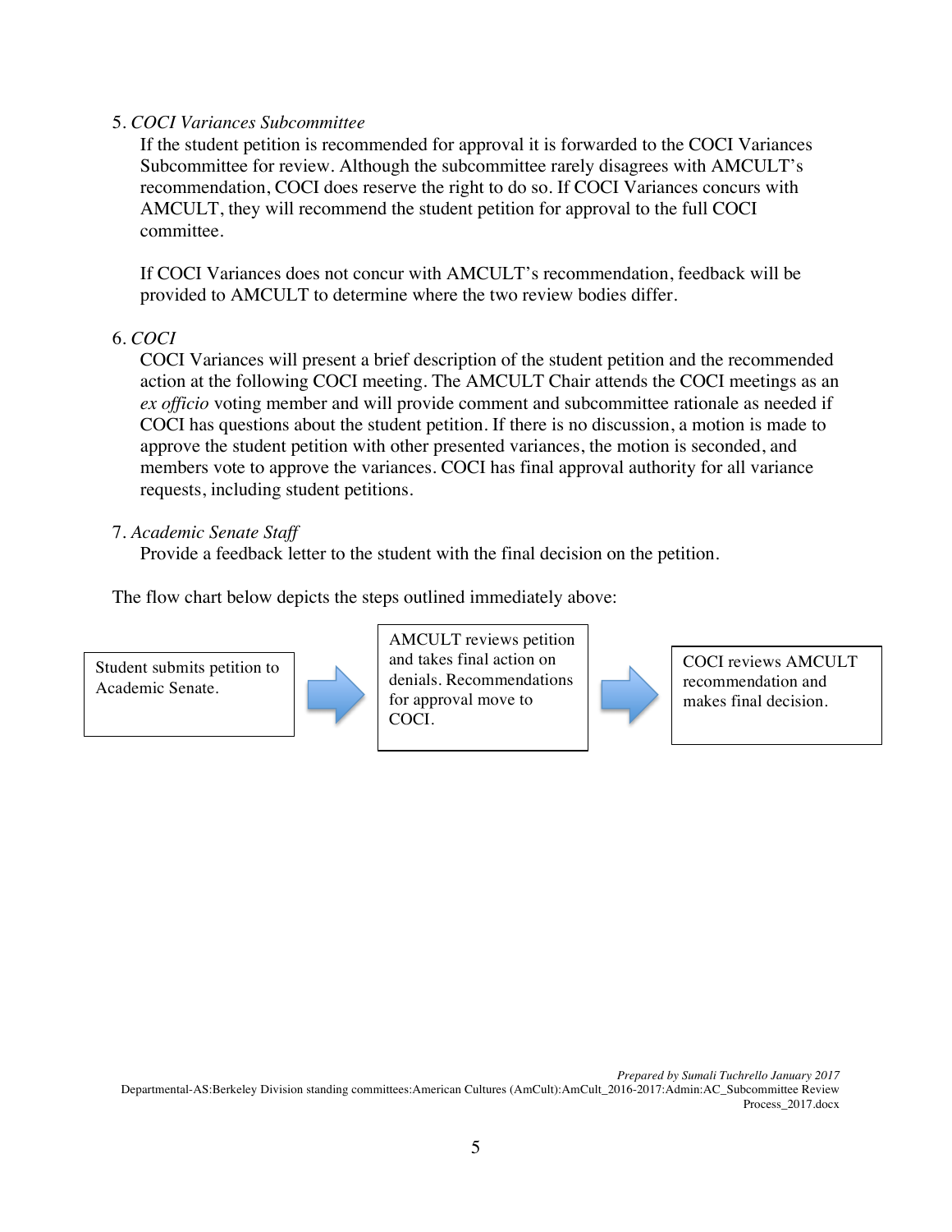5. *COCI Variances Subcommittee*

   If the student petition is recommended for approval it is forwarded to the COCI Variances Subcommittee for review. Although the subcommittee rarely disagrees with AMCULT's recommendation, COCI does reserve the right to do so. If COCI Variances concurs with AMCULT, they will recommend the student petition for approval to the full COCI committee.

   If COCI Variances does not concur with AMCULT's recommendation, feedback will be provided to AMCULT to determine where the two review bodies differ.

6. *COCI*

   COCI Variances will present a brief description of the student petition and the recommended action at the following COCI meeting. The AMCULT Chair attends the COCI meetings as an *ex officio* voting member and will provide comment and subcommittee rationale as needed if COCI has questions about the student petition. If there is no discussion, a motion is made to approve the student petition with other presented variances, the motion is seconded, and members vote to approve the variances. COCI has final approval authority for all variance requests, including student petitions.

7. *Academic Senate Staff*

   Provide a feedback letter to the student with the final decision on the petition.

The flow chart below depicts the steps outlined immediately above:

Student submits petition to Academic Senate.

AMCULT reviews petition and takes final action on denials. Recommendations for approval move to COCI.

COCI reviews AMCULT recommendation and makes final decision.

*Prepared by Sumali Tuchrello January 2017*

Departmental-AS:Berkeley Division standing committees:American Cultures (AmCult):AmCult_2016-2017:Admin:AC_Subcommittee Review Process_2017.docx